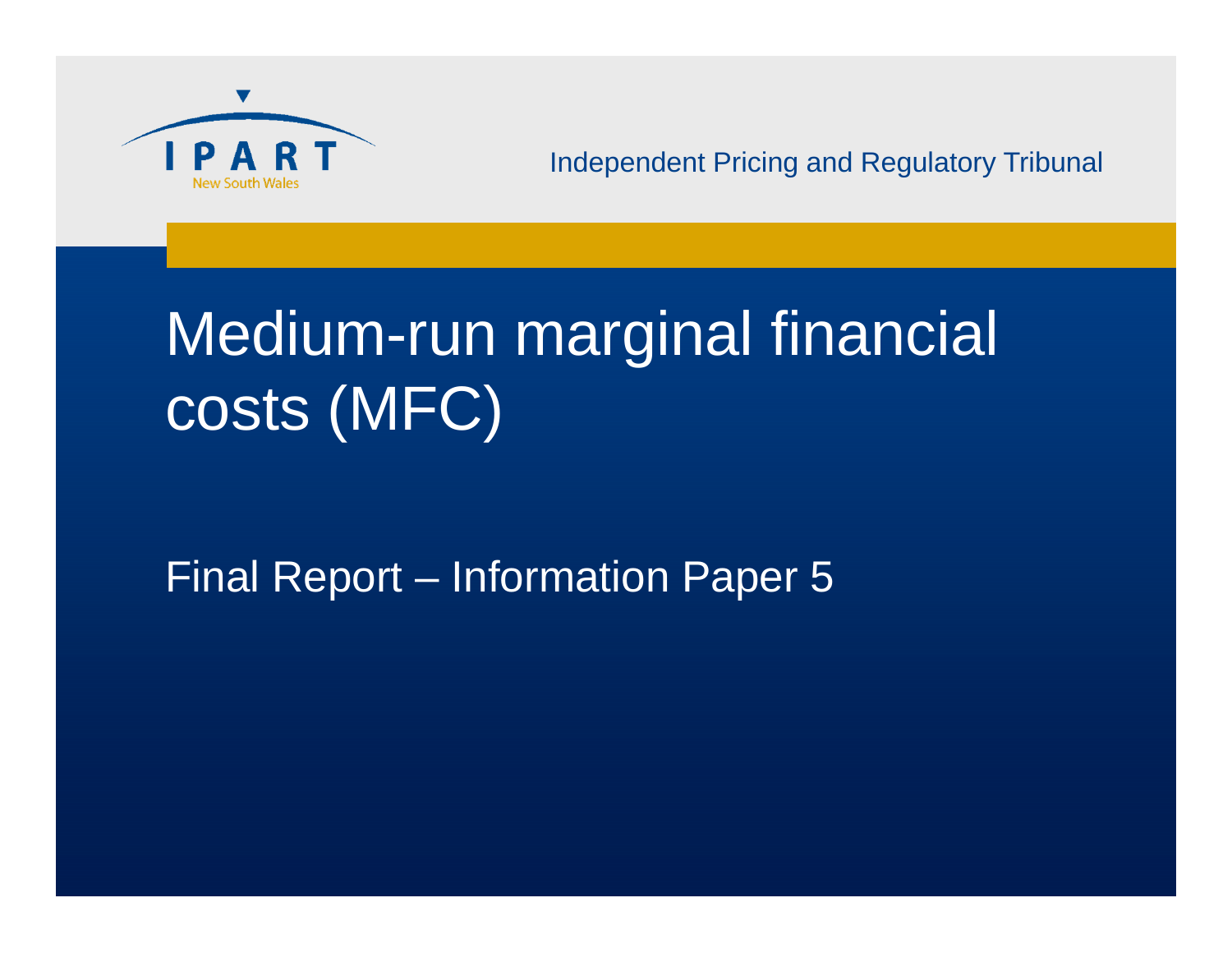IPART
New South Wales

Independent Pricing and Regulatory Tribunal

# Medium-run marginal financial costs (MFC)

## Final Report – Information Paper 5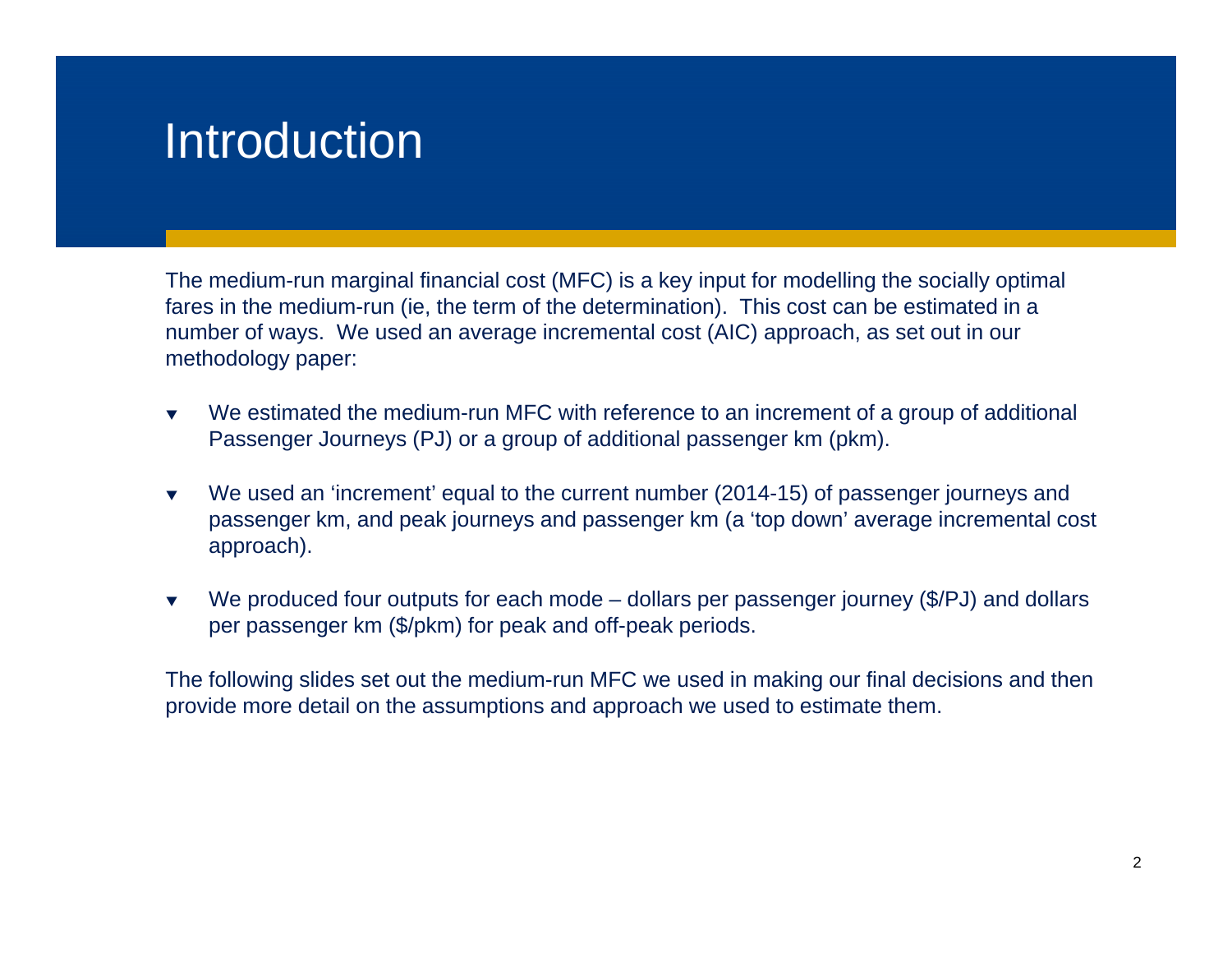# Introduction

The medium-run marginal financial cost (MFC) is a key input for modelling the socially optimal fares in the medium-run (ie, the term of the determination). This cost can be estimated in a number of ways. We used an average incremental cost (AIC) approach, as set out in our methodology paper:

- We estimated the medium-run MFC with reference to an increment of a group of additional Passenger Journeys (PJ) or a group of additional passenger km (pkm).
- We used an 'increment' equal to the current number (2014-15) of passenger journeys and passenger km, and peak journeys and passenger km (a 'top down' average incremental cost approach).
- We produced four outputs for each mode – dollars per passenger journey ($/PJ) and dollars per passenger km ($/pkm) for peak and off-peak periods.

The following slides set out the medium-run MFC we used in making our final decisions and then provide more detail on the assumptions and approach we used to estimate them.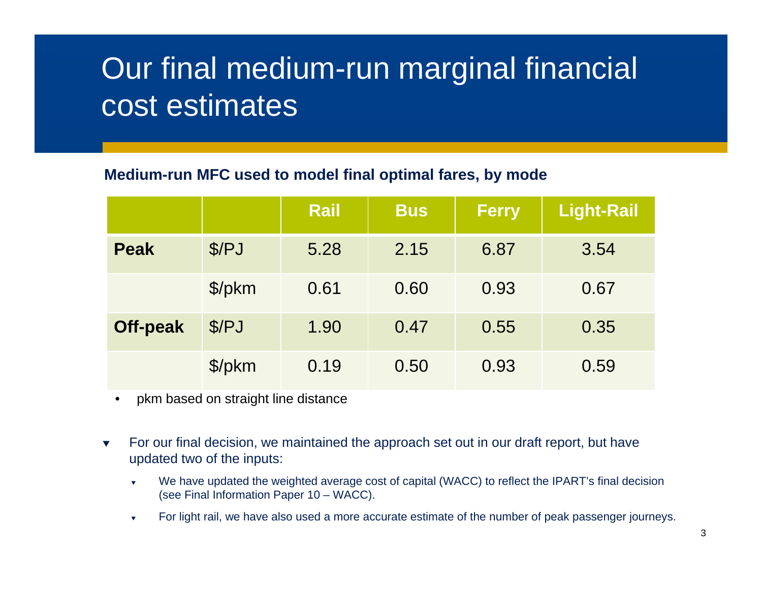# Our final medium-run marginal financial cost estimates

**Medium-run MFC used to model final optimal fares, by mode**

| | | Rail | Bus | Ferry | Light-Rail |
|---|---|---|---|---|---|
| **Peak** | $/PJ | 5.28 | 2.15 | 6.87 | 3.54 |
| | $/pkm | 0.61 | 0.60 | 0.93 | 0.67 |
| **Off-peak** | $/PJ | 1.90 | 0.47 | 0.55 | 0.35 |
| | $/pkm | 0.19 | 0.50 | 0.93 | 0.59 |

- pkm based on straight line distance

- For our final decision, we maintained the approach set out in our draft report, but have updated two of the inputs:
  - We have updated the weighted average cost of capital (WACC) to reflect the IPART's final decision (see Final Information Paper 10 – WACC).
  - For light rail, we have also used a more accurate estimate of the number of peak passenger journeys.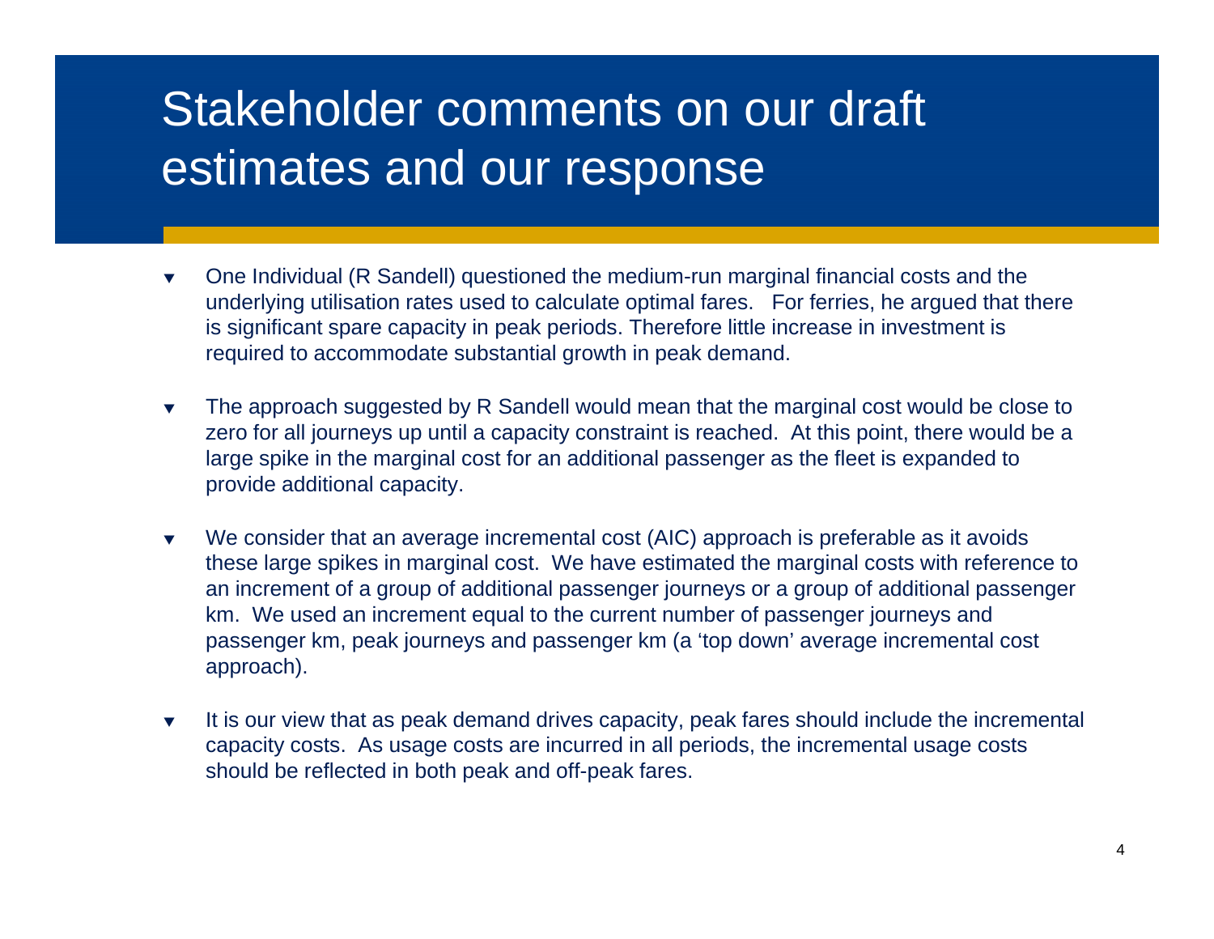# Stakeholder comments on our draft estimates and our response

- One Individual (R Sandell) questioned the medium-run marginal financial costs and the underlying utilisation rates used to calculate optimal fares. For ferries, he argued that there is significant spare capacity in peak periods. Therefore little increase in investment is required to accommodate substantial growth in peak demand.
- The approach suggested by R Sandell would mean that the marginal cost would be close to zero for all journeys up until a capacity constraint is reached. At this point, there would be a large spike in the marginal cost for an additional passenger as the fleet is expanded to provide additional capacity.
- We consider that an average incremental cost (AIC) approach is preferable as it avoids these large spikes in marginal cost. We have estimated the marginal costs with reference to an increment of a group of additional passenger journeys or a group of additional passenger km. We used an increment equal to the current number of passenger journeys and passenger km, peak journeys and passenger km (a 'top down' average incremental cost approach).
- It is our view that as peak demand drives capacity, peak fares should include the incremental capacity costs. As usage costs are incurred in all periods, the incremental usage costs should be reflected in both peak and off-peak fares.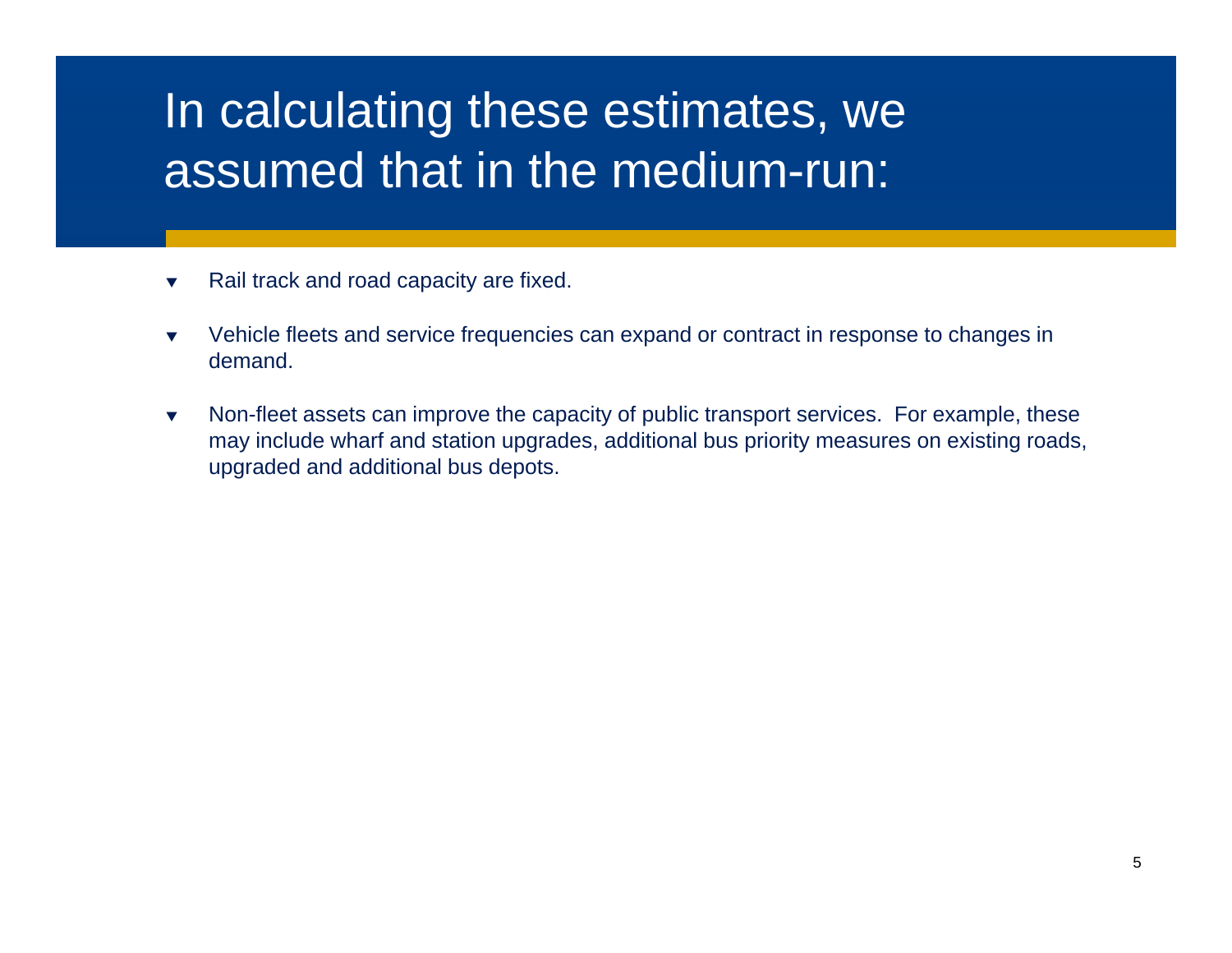# In calculating these estimates, we assumed that in the medium-run:

- Rail track and road capacity are fixed.
- Vehicle fleets and service frequencies can expand or contract in response to changes in demand.
- Non-fleet assets can improve the capacity of public transport services.  For example, these may include wharf and station upgrades, additional bus priority measures on existing roads, upgraded and additional bus depots.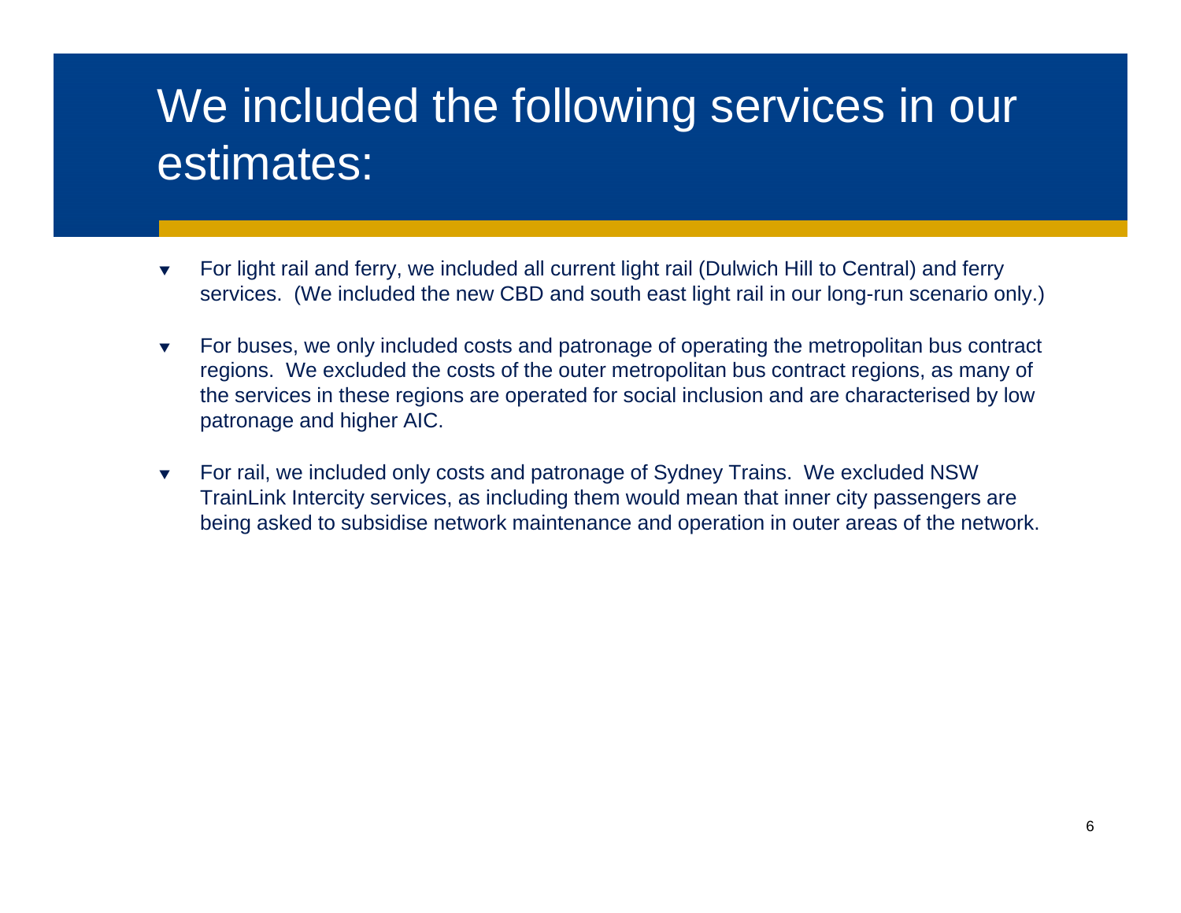# We included the following services in our estimates:

- For light rail and ferry, we included all current light rail (Dulwich Hill to Central) and ferry services. (We included the new CBD and south east light rail in our long-run scenario only.)
- For buses, we only included costs and patronage of operating the metropolitan bus contract regions. We excluded the costs of the outer metropolitan bus contract regions, as many of the services in these regions are operated for social inclusion and are characterised by low patronage and higher AIC.
- For rail, we included only costs and patronage of Sydney Trains. We excluded NSW TrainLink Intercity services, as including them would mean that inner city passengers are being asked to subsidise network maintenance and operation in outer areas of the network.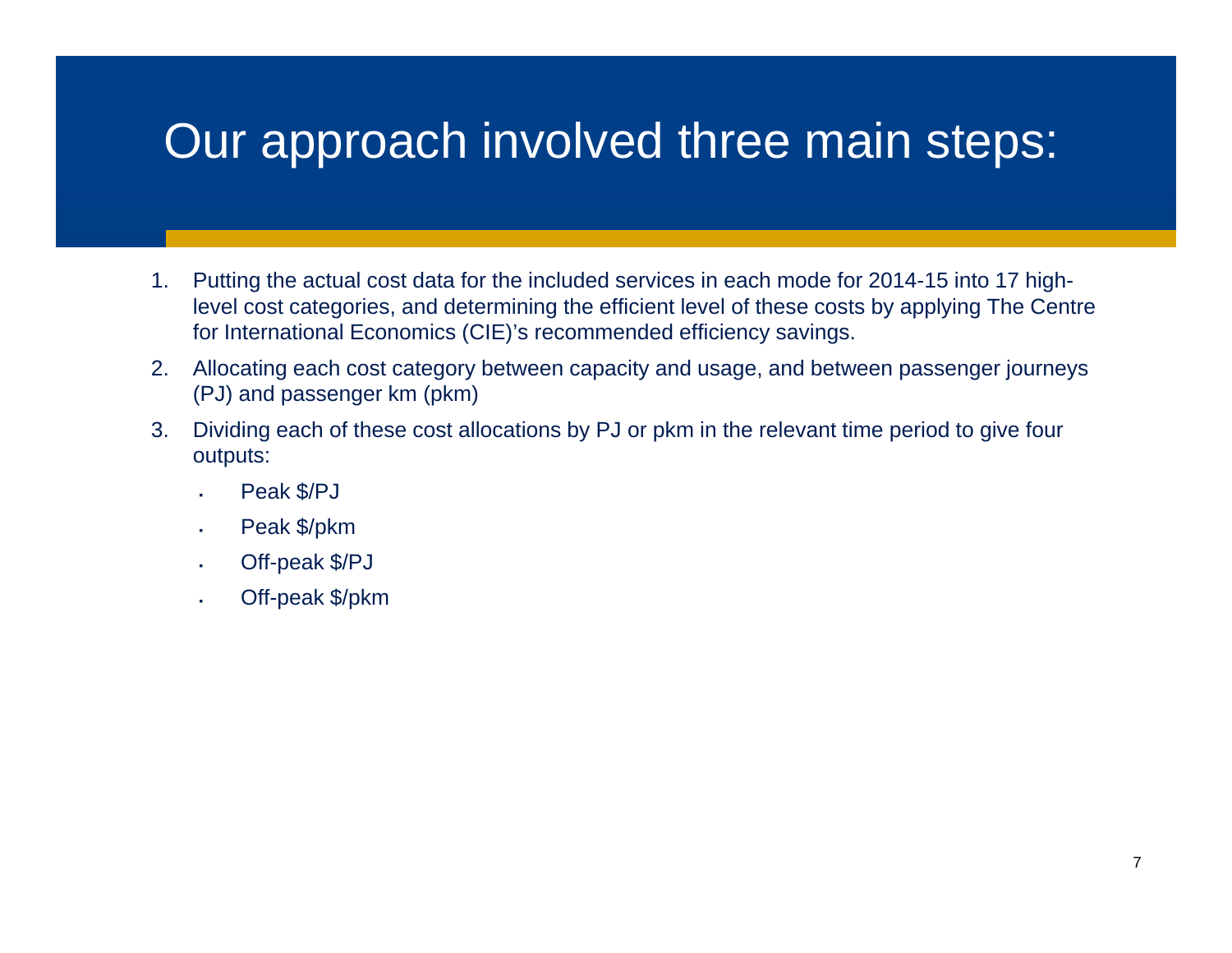# Our approach involved three main steps:

1. Putting the actual cost data for the included services in each mode for 2014-15 into 17 high-level cost categories, and determining the efficient level of these costs by applying The Centre for International Economics (CIE)'s recommended efficiency savings.
2. Allocating each cost category between capacity and usage, and between passenger journeys (PJ) and passenger km (pkm)
3. Dividing each of these cost allocations by PJ or pkm in the relevant time period to give four outputs:
   - Peak $/PJ
   - Peak $/pkm
   - Off-peak $/PJ
   - Off-peak $/pkm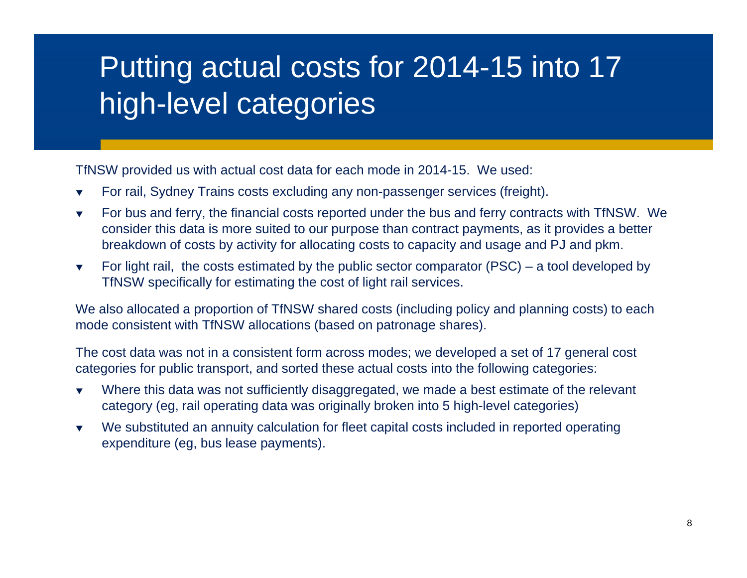# Putting actual costs for 2014-15 into 17 high-level categories

TfNSW provided us with actual cost data for each mode in 2014-15. We used:

- For rail, Sydney Trains costs excluding any non-passenger services (freight).
- For bus and ferry, the financial costs reported under the bus and ferry contracts with TfNSW. We consider this data is more suited to our purpose than contract payments, as it provides a better breakdown of costs by activity for allocating costs to capacity and usage and PJ and pkm.
- For light rail, the costs estimated by the public sector comparator (PSC) – a tool developed by TfNSW specifically for estimating the cost of light rail services.

We also allocated a proportion of TfNSW shared costs (including policy and planning costs) to each mode consistent with TfNSW allocations (based on patronage shares).

The cost data was not in a consistent form across modes; we developed a set of 17 general cost categories for public transport, and sorted these actual costs into the following categories:

- Where this data was not sufficiently disaggregated, we made a best estimate of the relevant category (eg, rail operating data was originally broken into 5 high-level categories)
- We substituted an annuity calculation for fleet capital costs included in reported operating expenditure (eg, bus lease payments).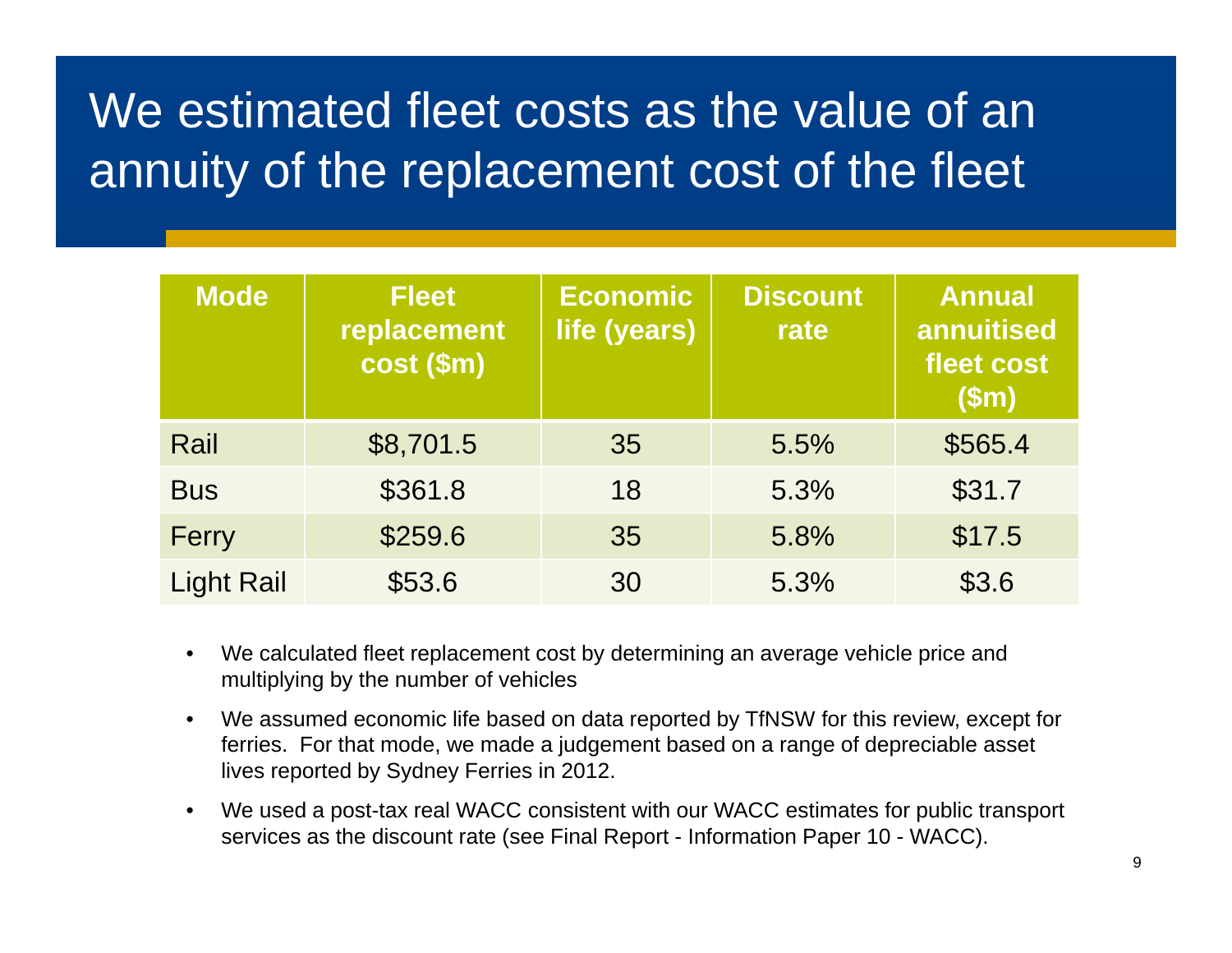# We estimated fleet costs as the value of an annuity of the replacement cost of the fleet

| Mode | Fleet replacement cost ($m) | Economic life (years) | Discount rate | Annual annuitised fleet cost ($m) |
|---|---|---|---|---|
| Rail | $8,701.5 | 35 | 5.5% | $565.4 |
| Bus | $361.8 | 18 | 5.3% | $31.7 |
| Ferry | $259.6 | 35 | 5.8% | $17.5 |
| Light Rail | $53.6 | 30 | 5.3% | $3.6 |

- We calculated fleet replacement cost by determining an average vehicle price and multiplying by the number of vehicles
- We assumed economic life based on data reported by TfNSW for this review, except for ferries. For that mode, we made a judgement based on a range of depreciable asset lives reported by Sydney Ferries in 2012.
- We used a post-tax real WACC consistent with our WACC estimates for public transport services as the discount rate (see Final Report - Information Paper 10 - WACC).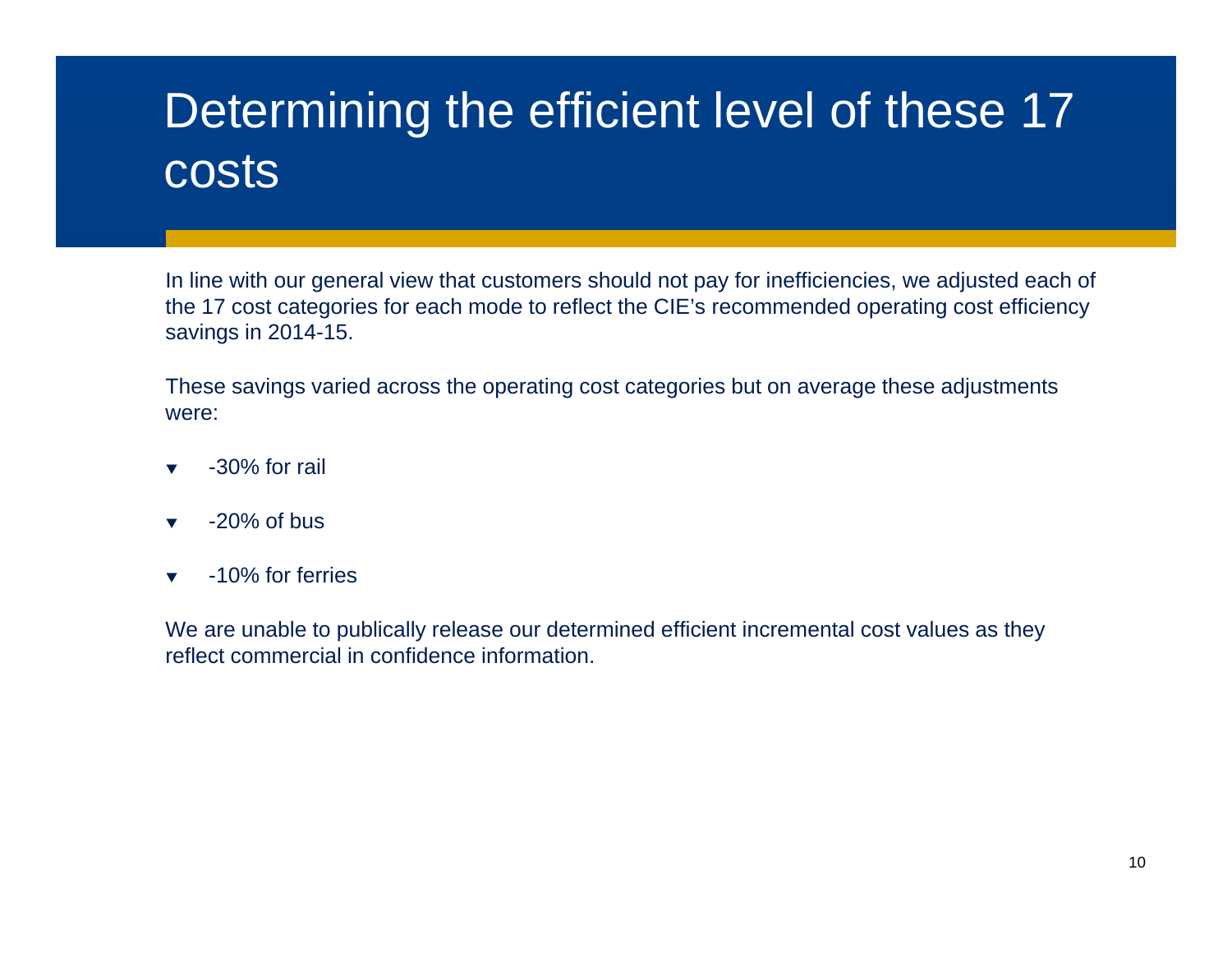# Determining the efficient level of these 17 costs

In line with our general view that customers should not pay for inefficiencies, we adjusted each of the 17 cost categories for each mode to reflect the CIE's recommended operating cost efficiency savings in 2014-15.

These savings varied across the operating cost categories but on average these adjustments were:

- -30% for rail
- -20% of bus
- -10% for ferries

We are unable to publically release our determined efficient incremental cost values as they reflect commercial in confidence information.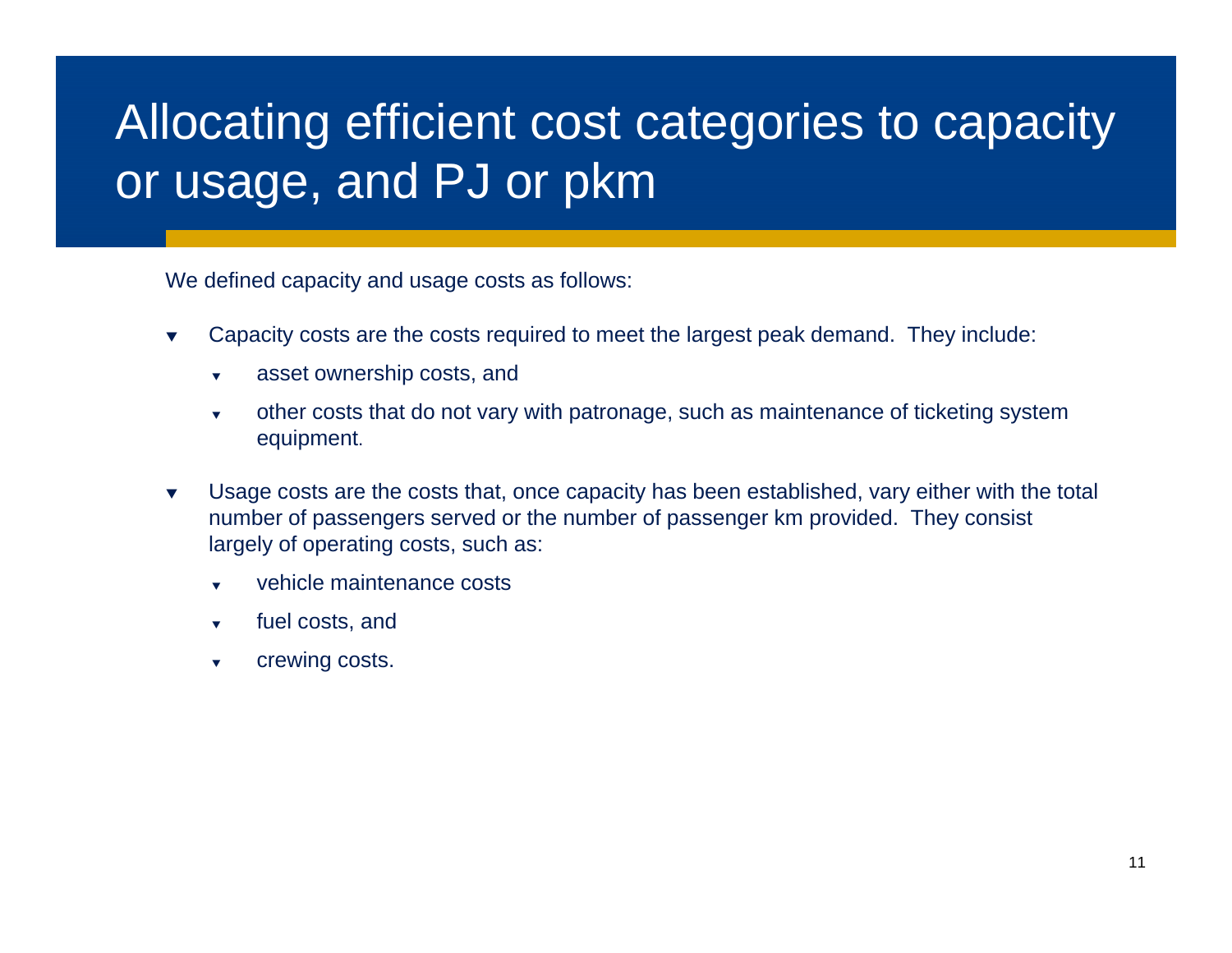# Allocating efficient cost categories to capacity or usage, and PJ or pkm

We defined capacity and usage costs as follows:

- Capacity costs are the costs required to meet the largest peak demand.  They include:
  - asset ownership costs, and
  - other costs that do not vary with patronage, such as maintenance of ticketing system equipment.
- Usage costs are the costs that, once capacity has been established, vary either with the total number of passengers served or the number of passenger km provided.  They consist largely of operating costs, such as:
  - vehicle maintenance costs
  - fuel costs, and
  - crewing costs.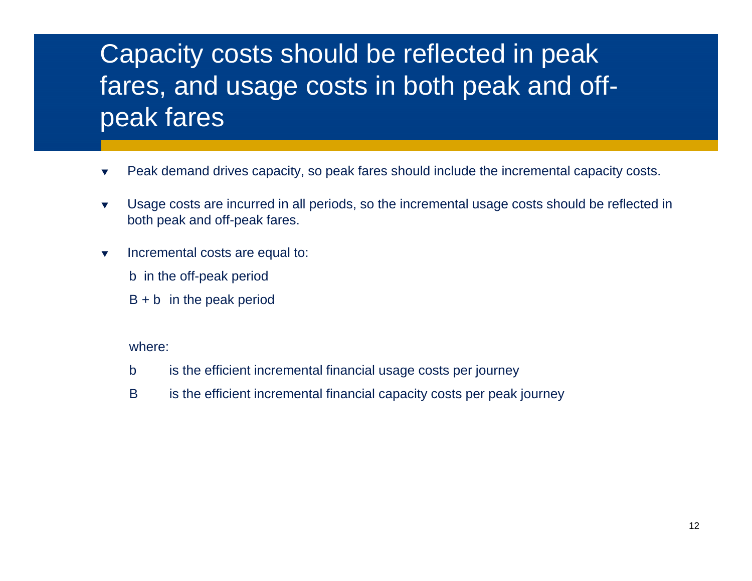# Capacity costs should be reflected in peak fares, and usage costs in both peak and off-peak fares

- Peak demand drives capacity, so peak fares should include the incremental capacity costs.
- Usage costs are incurred in all periods, so the incremental usage costs should be reflected in both peak and off-peak fares.
- Incremental costs are equal to:

  $b$ in the off-peak period

  $B + b$ in the peak period

  where:

  $b$ is the efficient incremental financial usage costs per journey

  $B$ is the efficient incremental financial capacity costs per peak journey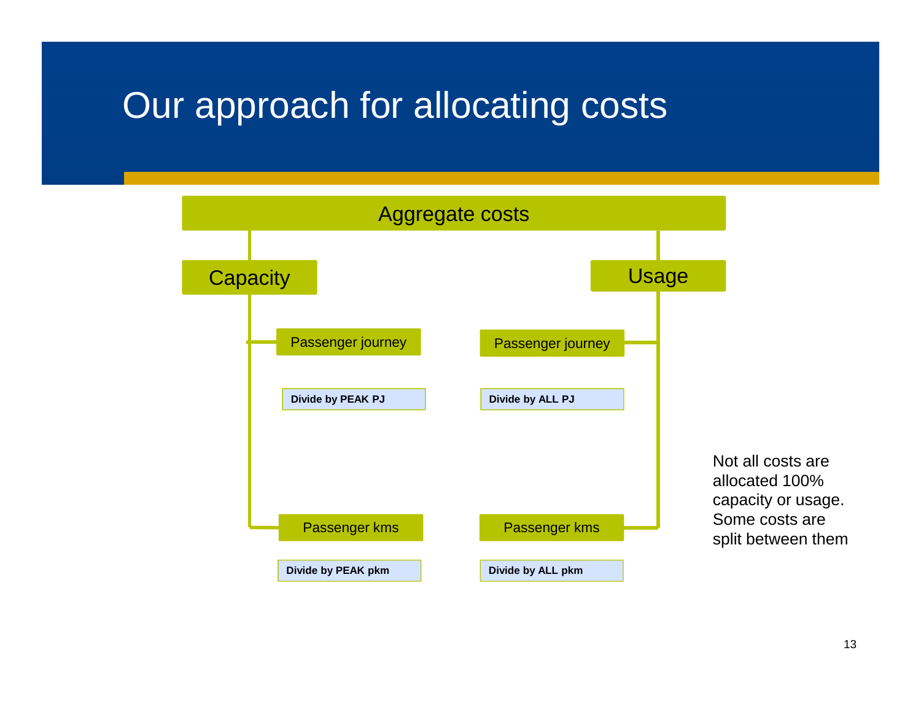# Our approach for allocating costs

Aggregate costs

- Capacity
  - Passenger journey
    - Divide by PEAK PJ
  - Passenger kms
    - Divide by PEAK pkm
- Usage
  - Passenger journey
    - Divide by ALL PJ
  - Passenger kms
    - Divide by ALL pkm

Not all costs are allocated 100% capacity or usage. Some costs are split between them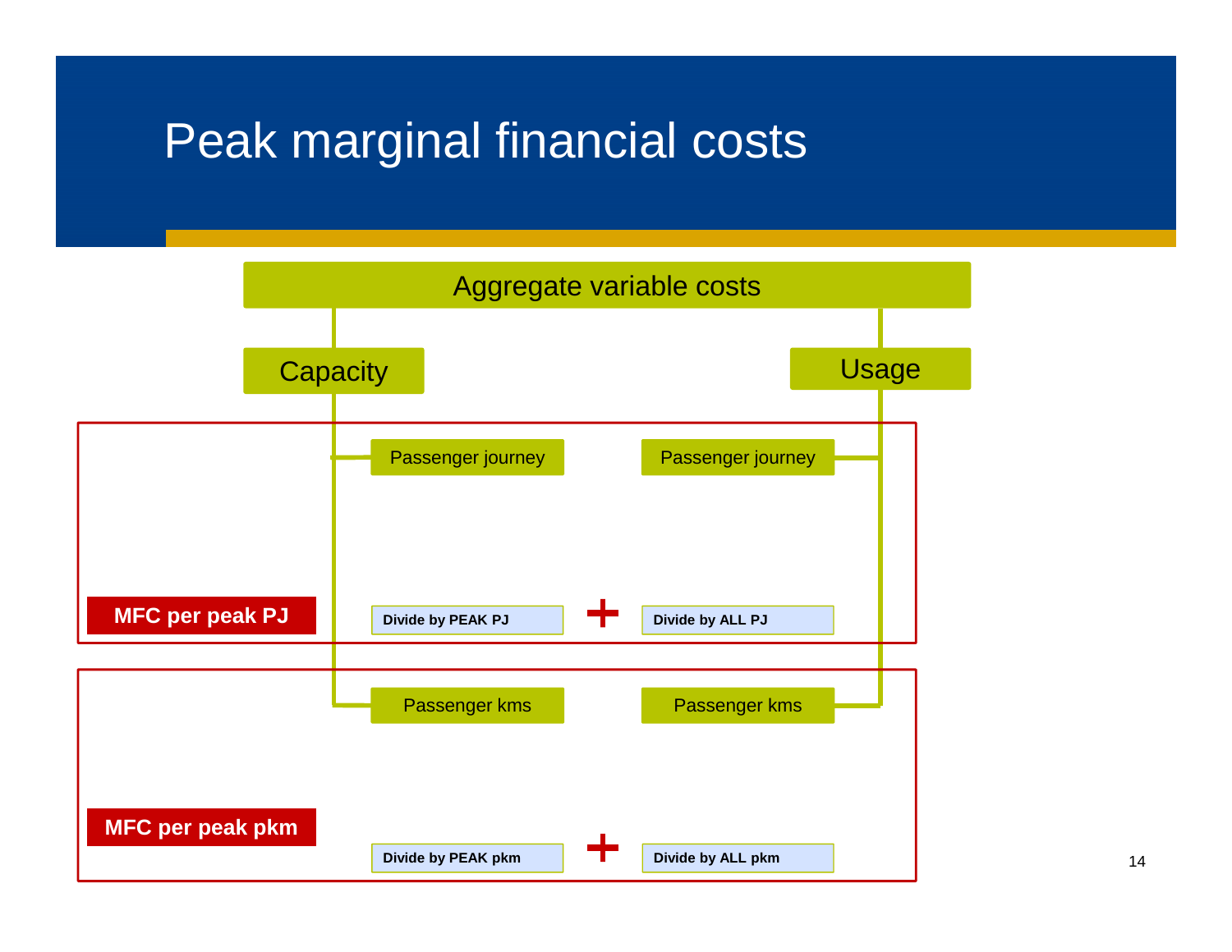# Peak marginal financial costs

Aggregate variable costs

- Capacity
  - Passenger journey
  - Passenger kms
- Usage
  - Passenger journey
  - Passenger kms

**MFC per peak PJ**: **Divide by PEAK PJ** + **Divide by ALL PJ**

**MFC per peak pkm**: **Divide by PEAK pkm** + **Divide by ALL pkm**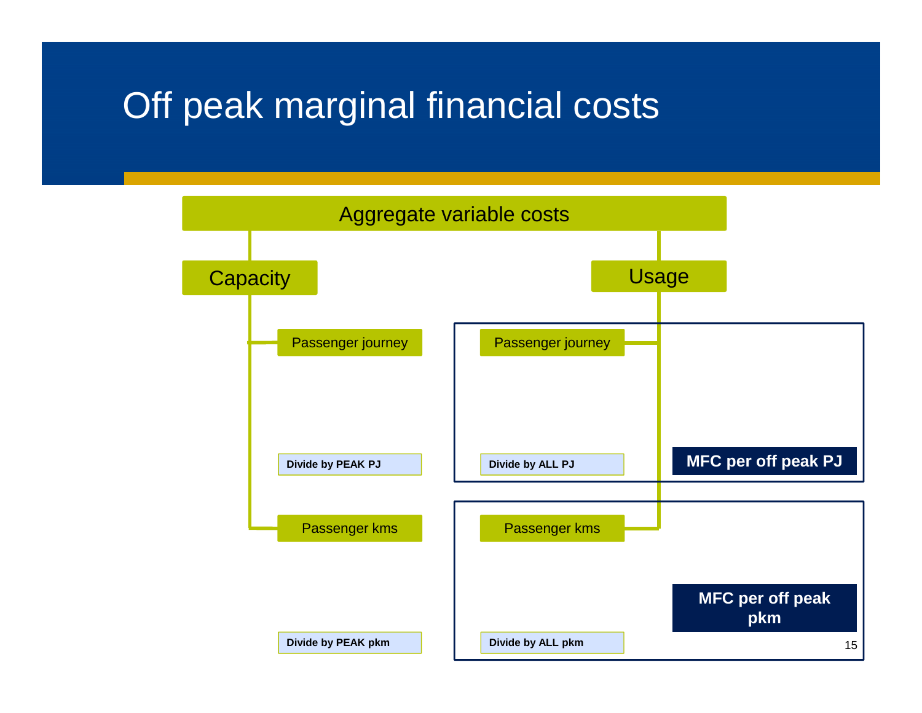# Off peak marginal financial costs

Aggregate variable costs

- **Capacity**
  - Passenger journey
    - Divide by PEAK PJ
  - Passenger kms
    - Divide by PEAK pkm
- **Usage**
  - Passenger journey
    - Divide by ALL PJ
  - Passenger kms
    - Divide by ALL pkm

**MFC per off peak PJ**

**MFC per off peak pkm**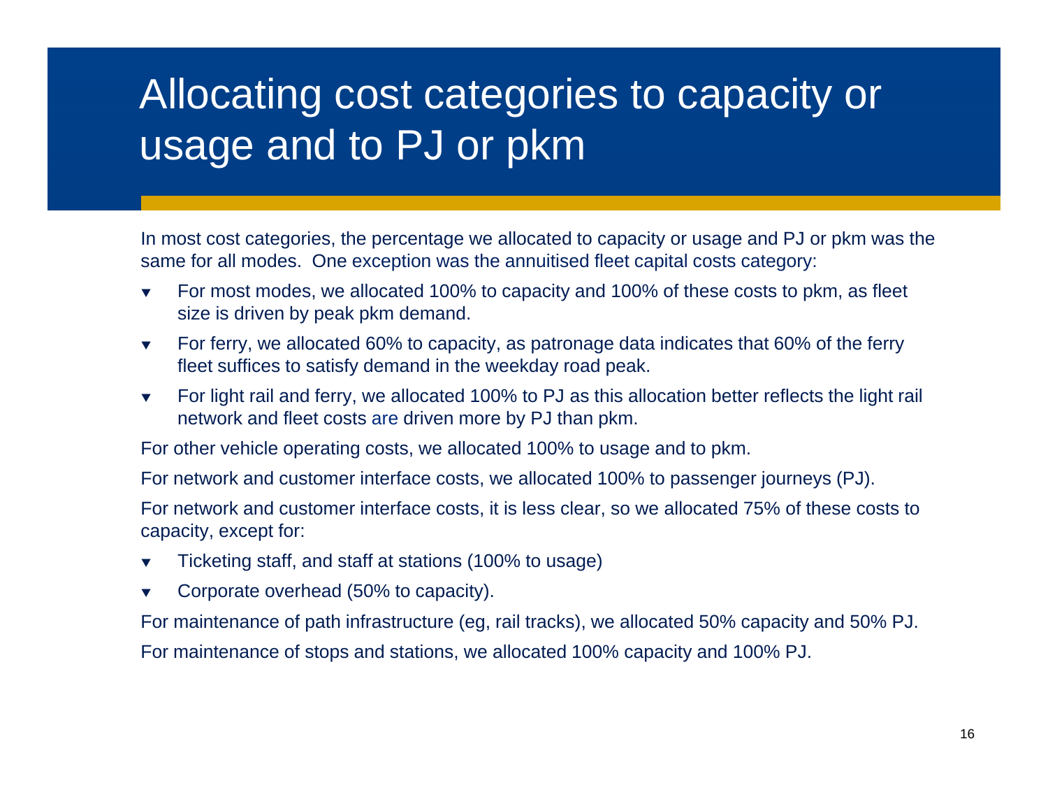# Allocating cost categories to capacity or usage and to PJ or pkm

In most cost categories, the percentage we allocated to capacity or usage and PJ or pkm was the same for all modes. One exception was the annuitised fleet capital costs category:

- For most modes, we allocated 100% to capacity and 100% of these costs to pkm, as fleet size is driven by peak pkm demand.
- For ferry, we allocated 60% to capacity, as patronage data indicates that 60% of the ferry fleet suffices to satisfy demand in the weekday road peak.
- For light rail and ferry, we allocated 100% to PJ as this allocation better reflects the light rail network and fleet costs are driven more by PJ than pkm.

For other vehicle operating costs, we allocated 100% to usage and to pkm.

For network and customer interface costs, we allocated 100% to passenger journeys (PJ).

For network and customer interface costs, it is less clear, so we allocated 75% of these costs to capacity, except for:

- Ticketing staff, and staff at stations (100% to usage)
- Corporate overhead (50% to capacity).

For maintenance of path infrastructure (eg, rail tracks), we allocated 50% capacity and 50% PJ.

For maintenance of stops and stations, we allocated 100% capacity and 100% PJ.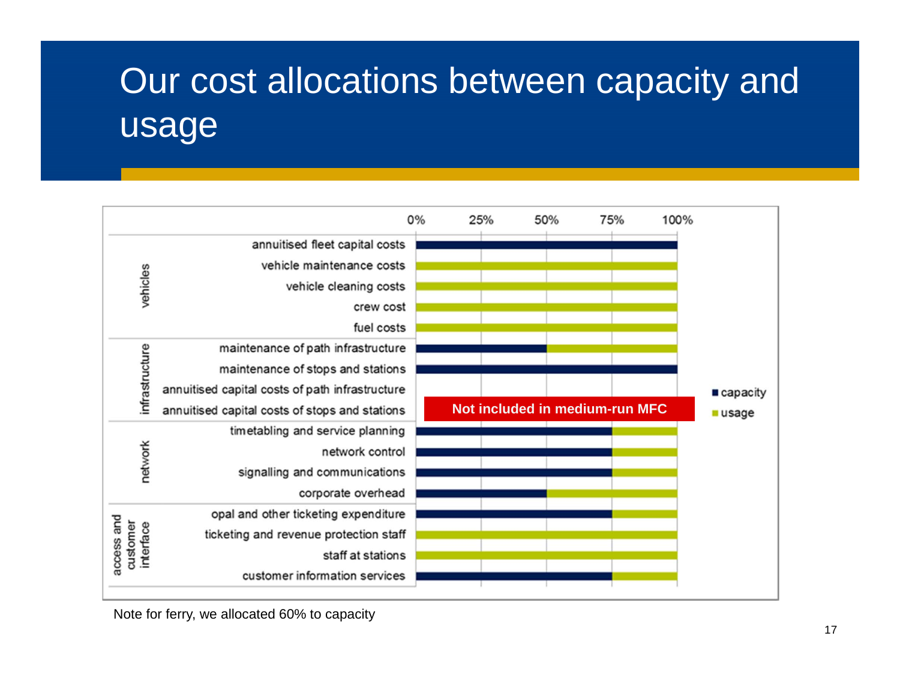# Our cost allocations between capacity and usage

| Category | Cost item | Capacity | Usage |
|---|---|---|---|
| vehicles | annuitised fleet capital costs | 100% | 0% |
| | vehicle maintenance costs | 0% | 100% |
| | vehicle cleaning costs | 0% | 100% |
| | crew cost | 0% | 100% |
| | fuel costs | 0% | 100% |
| infrastructure | maintenance of path infrastructure | 50% | 50% |
| | maintenance of stops and stations | 100% | 0% |
| | annuitised capital costs of path infrastructure | Not included in medium-run MFC | |
| | annuitised capital costs of stops and stations | Not included in medium-run MFC | |
| network | timetabling and service planning | 75% | 25% |
| | network control | 75% | 25% |
| | signalling and communications | 75% | 25% |
| | corporate overhead | 50% | 50% |
| access and customer interface | opal and other ticketing expenditure | 75% | 25% |
| | ticketing and revenue protection staff | 0% | 100% |
| | staff at stations | 0% | 100% |
| | customer information services | 75% | 25% |

Note for ferry, we allocated 60% to capacity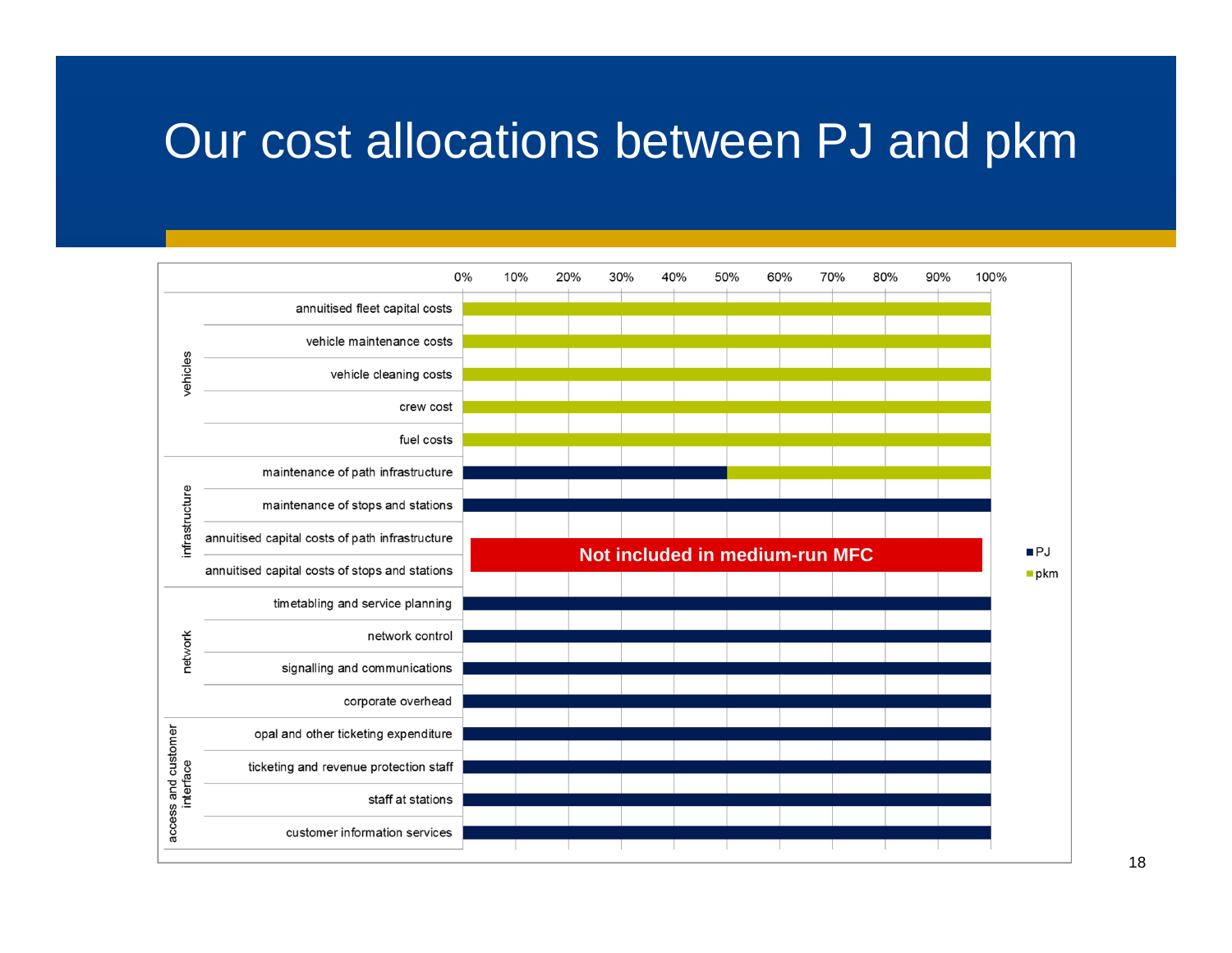# Our cost allocations between PJ and pkm

| Category | Cost item | PJ | pkm |
|---|---|---|---|
| vehicles | annuitised fleet capital costs | 0% | 100% |
| vehicles | vehicle maintenance costs | 0% | 100% |
| vehicles | vehicle cleaning costs | 0% | 100% |
| vehicles | crew cost | 0% | 100% |
| vehicles | fuel costs | 0% | 100% |
| infrastructure | maintenance of path infrastructure | 50% | 50% |
| infrastructure | maintenance of stops and stations | 100% | 0% |
| infrastructure | annuitised capital costs of path infrastructure | Not included in medium-run MFC | |
| infrastructure | annuitised capital costs of stops and stations | Not included in medium-run MFC | |
| network | timetabling and service planning | 100% | 0% |
| network | network control | 100% | 0% |
| network | signalling and communications | 100% | 0% |
| network | corporate overhead | 100% | 0% |
| access and customer interface | opal and other ticketing expenditure | 100% | 0% |
| access and customer interface | ticketing and revenue protection staff | 100% | 0% |
| access and customer interface | staff at stations | 100% | 0% |
| access and customer interface | customer information services | 100% | 0% |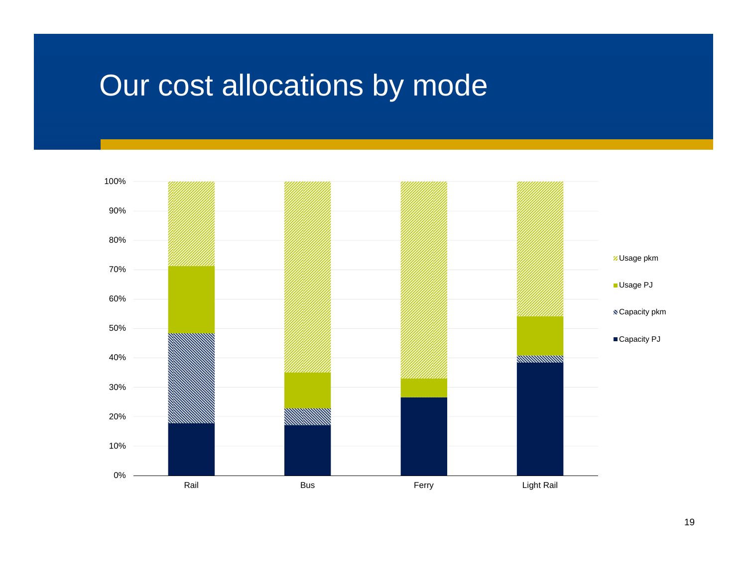# Our cost allocations by mode

100%
90%
80%
70%
60%
50%
40%
30%
20%
10%
0%

Rail
Bus
Ferry
Light Rail

Usage pkm
Usage PJ
Capacity pkm
Capacity PJ